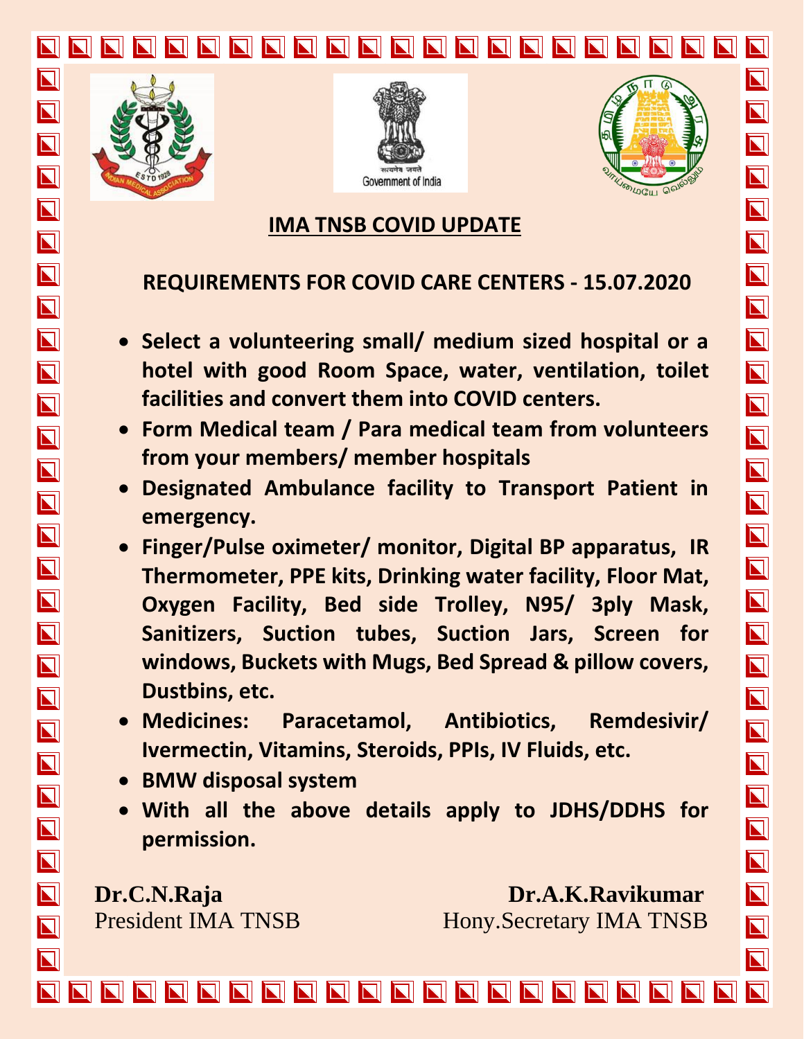Government of India

# IMA TNSB COVID UPDATE

## REQUIREMENTS FOR COVID CARE CENTERS - 15.07.2020

- **Select a volunteering small/ medium sized hospital or a hotel with good Room Space, water, ventilation, toilet facilities and convert them into COVID centers.**
- **Form Medical team / Para medical team from volunteers from your members/ member hospitals**
- **Designated Ambulance facility to Transport Patient in emergency.**
- **Finger/Pulse oximeter/ monitor, Digital BP apparatus, IR Thermometer, PPE kits, Drinking water facility, Floor Mat, Oxygen Facility, Bed side Trolley, N95/ 3ply Mask, Sanitizers, Suction tubes, Suction Jars, Screen for windows, Buckets with Mugs, Bed Spread & pillow covers, Dustbins, etc.**
- **Medicines: Paracetamol, Antibiotics, Remdesivir/ Ivermectin, Vitamins, Steroids, PPIs, IV Fluids, etc.**
- **BMW disposal system**
- **With all the above details apply to JDHS/DDHS for permission.**

**Dr.C.N.Raja**
President IMA TNSB

**Dr.A.K.Ravikumar**
Hony.Secretary IMA TNSB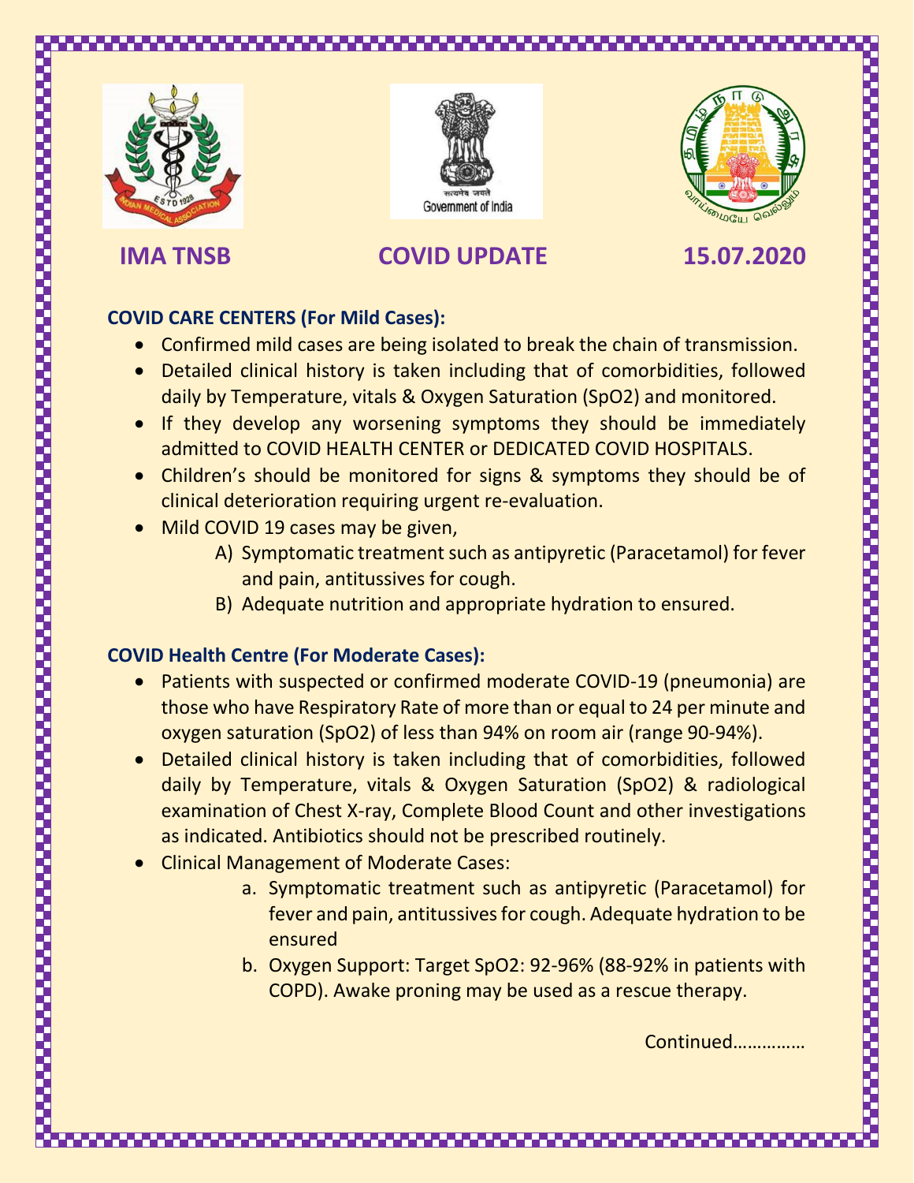**IMA TNSB** **COVID UPDATE** **15.07.2020**

**COVID CARE CENTERS (For Mild Cases):**

- Confirmed mild cases are being isolated to break the chain of transmission.
- Detailed clinical history is taken including that of comorbidities, followed daily by Temperature, vitals & Oxygen Saturation (SpO2) and monitored.
- If they develop any worsening symptoms they should be immediately admitted to COVID HEALTH CENTER or DEDICATED COVID HOSPITALS.
- Children's should be monitored for signs & symptoms they should be of clinical deterioration requiring urgent re-evaluation.
- Mild COVID 19 cases may be given,
    - A) Symptomatic treatment such as antipyretic (Paracetamol) for fever and pain, antitussives for cough.
    - B) Adequate nutrition and appropriate hydration to ensured.

**COVID Health Centre (For Moderate Cases):**

- Patients with suspected or confirmed moderate COVID-19 (pneumonia) are those who have Respiratory Rate of more than or equal to 24 per minute and oxygen saturation (SpO2) of less than 94% on room air (range 90-94%).
- Detailed clinical history is taken including that of comorbidities, followed daily by Temperature, vitals & Oxygen Saturation (SpO2) & radiological examination of Chest X-ray, Complete Blood Count and other investigations as indicated. Antibiotics should not be prescribed routinely.
- Clinical Management of Moderate Cases:
    - a. Symptomatic treatment such as antipyretic (Paracetamol) for fever and pain, antitussives for cough. Adequate hydration to be ensured
    - b. Oxygen Support: Target SpO2: 92-96% (88-92% in patients with COPD). Awake proning may be used as a rescue therapy.

Continued…………..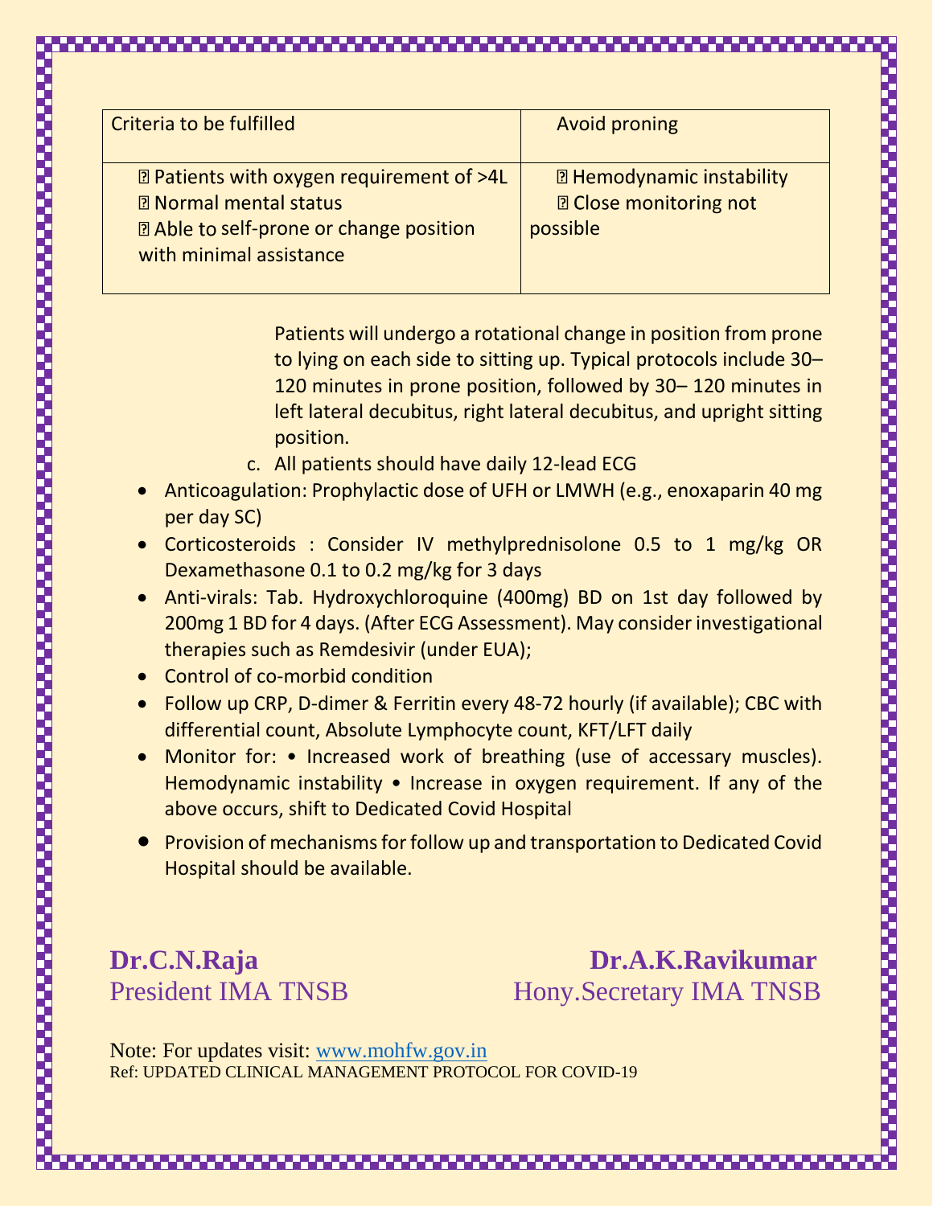| Criteria to be fulfilled | Avoid proning |
| --- | --- |
| ▯ Patients with oxygen requirement of >4L<br>▯ Normal mental status<br>▯ Able to self-prone or change position with minimal assistance | ▯ Hemodynamic instability<br>▯ Close monitoring not possible |

Patients will undergo a rotational change in position from prone to lying on each side to sitting up. Typical protocols include 30–120 minutes in prone position, followed by 30– 120 minutes in left lateral decubitus, right lateral decubitus, and upright sitting position.

c. All patients should have daily 12-lead ECG

- Anticoagulation: Prophylactic dose of UFH or LMWH (e.g., enoxaparin 40 mg per day SC)
- Corticosteroids : Consider IV methylprednisolone 0.5 to 1 mg/kg OR Dexamethasone 0.1 to 0.2 mg/kg for 3 days
- Anti-virals: Tab. Hydroxychloroquine (400mg) BD on 1st day followed by 200mg 1 BD for 4 days. (After ECG Assessment). May consider investigational therapies such as Remdesivir (under EUA);
- Control of co-morbid condition
- Follow up CRP, D-dimer & Ferritin every 48-72 hourly (if available); CBC with differential count, Absolute Lymphocyte count, KFT/LFT daily
- Monitor for: • Increased work of breathing (use of accessary muscles). Hemodynamic instability • Increase in oxygen requirement. If any of the above occurs, shift to Dedicated Covid Hospital
- Provision of mechanisms for follow up and transportation to Dedicated Covid Hospital should be available.

**Dr.C.N.Raja**
President IMA TNSB

**Dr.A.K.Ravikumar**
Hony.Secretary IMA TNSB

Note: For updates visit: www.mohfw.gov.in
Ref: UPDATED CLINICAL MANAGEMENT PROTOCOL FOR COVID-19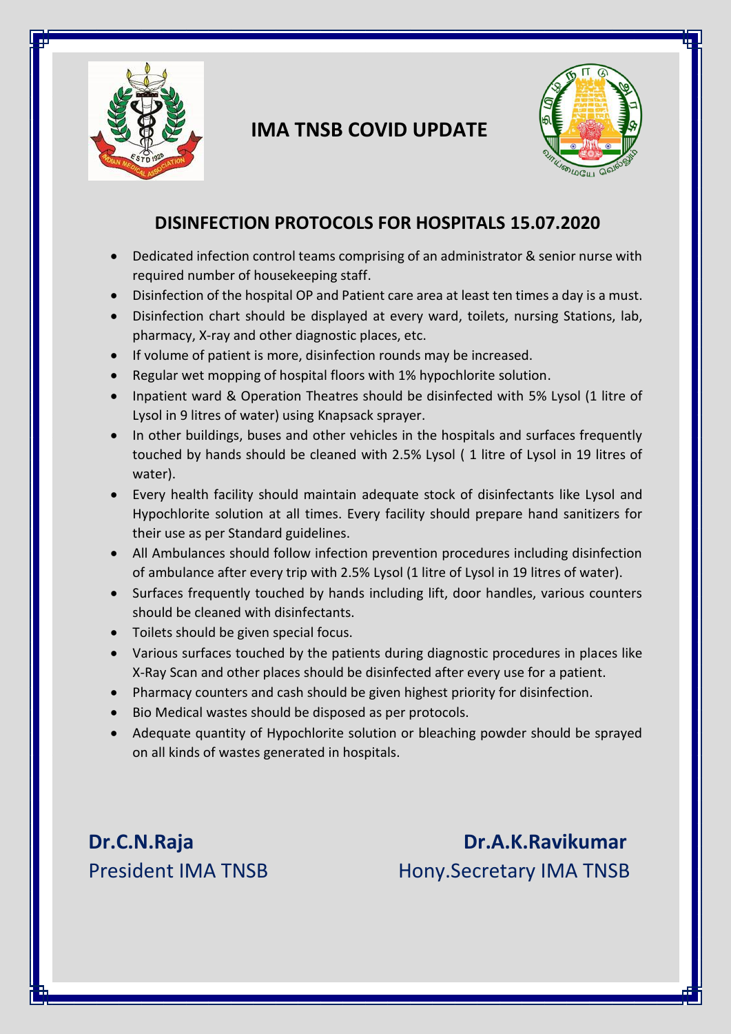# IMA TNSB COVID UPDATE

## DISINFECTION PROTOCOLS FOR HOSPITALS 15.07.2020

- Dedicated infection control teams comprising of an administrator & senior nurse with required number of housekeeping staff.
- Disinfection of the hospital OP and Patient care area at least ten times a day is a must.
- Disinfection chart should be displayed at every ward, toilets, nursing Stations, lab, pharmacy, X-ray and other diagnostic places, etc.
- If volume of patient is more, disinfection rounds may be increased.
- Regular wet mopping of hospital floors with 1% hypochlorite solution.
- Inpatient ward & Operation Theatres should be disinfected with 5% Lysol (1 litre of Lysol in 9 litres of water) using Knapsack sprayer.
- In other buildings, buses and other vehicles in the hospitals and surfaces frequently touched by hands should be cleaned with 2.5% Lysol ( 1 litre of Lysol in 19 litres of water).
- Every health facility should maintain adequate stock of disinfectants like Lysol and Hypochlorite solution at all times. Every facility should prepare hand sanitizers for their use as per Standard guidelines.
- All Ambulances should follow infection prevention procedures including disinfection of ambulance after every trip with 2.5% Lysol (1 litre of Lysol in 19 litres of water).
- Surfaces frequently touched by hands including lift, door handles, various counters should be cleaned with disinfectants.
- Toilets should be given special focus.
- Various surfaces touched by the patients during diagnostic procedures in places like X-Ray Scan and other places should be disinfected after every use for a patient.
- Pharmacy counters and cash should be given highest priority for disinfection.
- Bio Medical wastes should be disposed as per protocols.
- Adequate quantity of Hypochlorite solution or bleaching powder should be sprayed on all kinds of wastes generated in hospitals.

**Dr.C.N.Raja**
President IMA TNSB

**Dr.A.K.Ravikumar**
Hony.Secretary IMA TNSB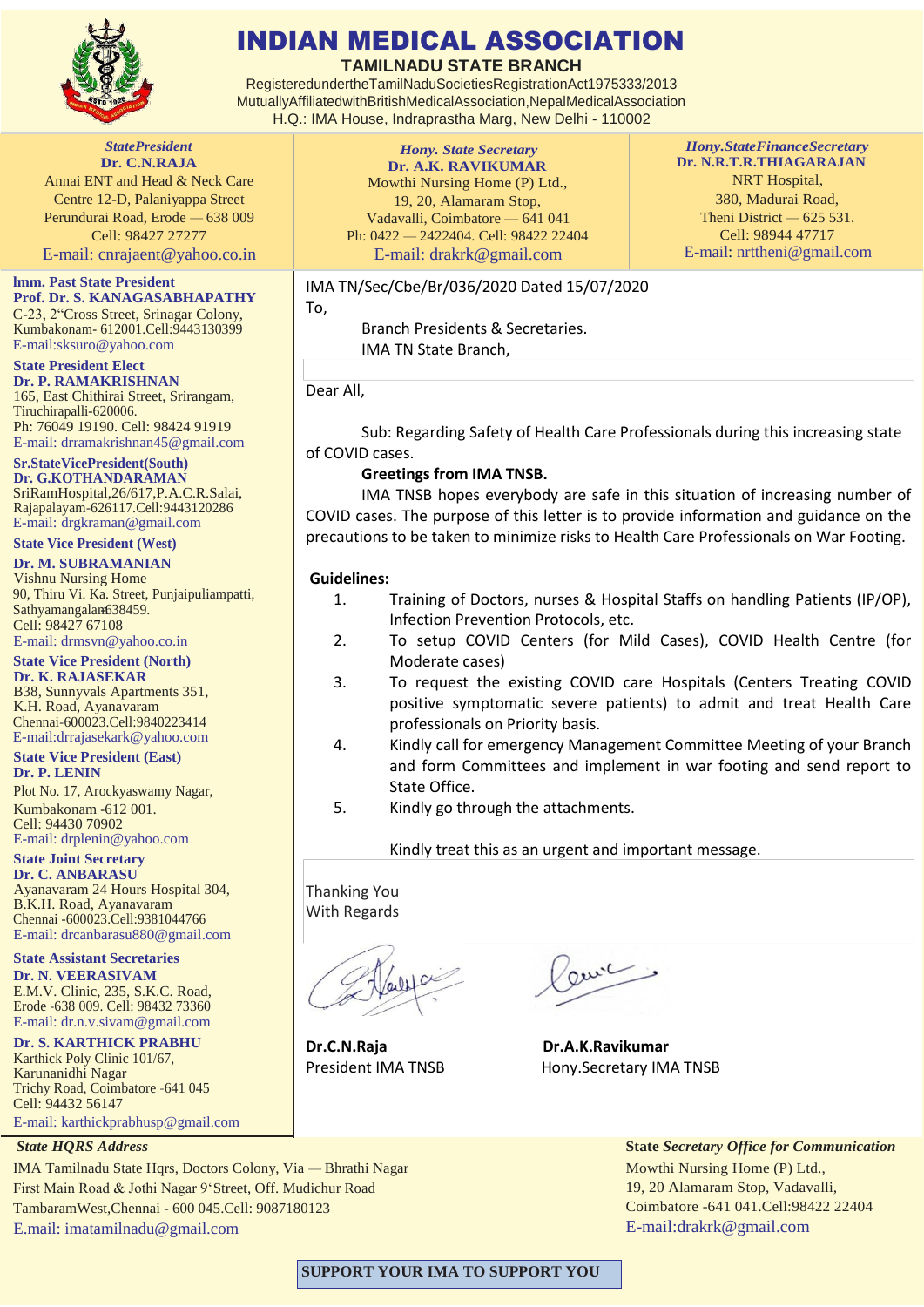# INDIAN MEDICAL ASSOCIATION

**TAMILNADU STATE BRANCH**

RegisteredundertheTamilNaduSocietiesRegistrationAct1975333/2013
MutuallyAffiliatedwithBritishMedicalAssociation,NepalMedicalAssociation
H.Q.: IMA House, Indraprastha Marg, New Delhi - 110002

***StatePresident***
**Dr. C.N.RAJA**
Annai ENT and Head & Neck Care
Centre 12-D, Palaniyappa Street
Perundurai Road, Erode — 638 009
Cell: 98427 27277
E-mail: cnrajaent@yahoo.co.in

***Hony. State Secretary***
**Dr. A.K. RAVIKUMAR**
Mowthi Nursing Home (P) Ltd.,
19, 20, Alamaram Stop,
Vadavalli, Coimbatore — 641 041
Ph: 0422 — 2422404. Cell: 98422 22404
E-mail: drakrk@gmail.com

***Hony.StateFinanceSecretary***
**Dr. N.R.T.R.THIAGARAJAN**
NRT Hospital,
380, Madurai Road,
Theni District — 625 531.
Cell: 98944 47717
E-mail: nrttheni@gmail.com

**Imm. Past State President**
**Prof. Dr. S. KANAGASABHAPATHY**
C-23, 2"Cross Street, Srinagar Colony,
Kumbakonam- 612001.Cell:9443130399
E-mail:sksuro@yahoo.com

**State President Elect**
**Dr. P. RAMAKRISHNAN**
165, East Chithirai Street, Srirangam,
Tiruchirapalli-620006.
Ph: 76049 19190. Cell: 98424 91919
E-mail: drramakrishnan45@gmail.com

**Sr.StateVicePresident(South)**
**Dr. G.KOTHANDARAMAN**
SriRamHospital,26/617,P.A.C.R.Salai,
Rajapalayam-626117.Cell:9443120286
E-mail: drgkraman@gmail.com

**State Vice President (West)**
**Dr. M. SUBRAMANIAN**
Vishnu Nursing Home
90, Thiru Vi. Ka. Street, Punjaipuliampatti,
Sathyamangalam-638459.
Cell: 98427 67108
E-mail: drmsvn@yahoo.co.in

**State Vice President (North)**
**Dr. K. RAJASEKAR**
B38, Sunnyvals Apartments 351,
K.H. Road, Ayanavaram
Chennai-600023.Cell:9840223414
E-mail:drrajasekark@yahoo.com

**State Vice President (East)**
**Dr. P. LENIN**
Plot No. 17, Arockyaswamy Nagar,
Kumbakonam -612 001.
Cell: 94430 70902
E-mail: drplenin@yahoo.com

**State Joint Secretary**
**Dr. C. ANBARASU**
Ayanavaram 24 Hours Hospital 304,
B.K.H. Road, Ayanavaram
Chennai -600023.Cell:9381044766
E-mail: drcanbarasu880@gmail.com

**State Assistant Secretaries**
**Dr. N. VEERASIVAM**
E.M.V. Clinic, 235, S.K.C. Road,
Erode -638 009. Cell: 98432 73360
E-mail: dr.n.v.sivam@gmail.com

**Dr. S. KARTHICK PRABHU**
Karthick Poly Clinic 101/67,
Karunanidhi Nagar
Trichy Road, Coimbatore -641 045
Cell: 94432 56147
E-mail: karthickprabhusp@gmail.com

---

IMA TN/Sec/Cbe/Br/036/2020 Dated 15/07/2020

To,

Branch Presidents & Secretaries.
IMA TN State Branch,

Dear All,

Sub: Regarding Safety of Health Care Professionals during this increasing state of COVID cases.

**Greetings from IMA TNSB.**

IMA TNSB hopes everybody are safe in this situation of increasing number of COVID cases. The purpose of this letter is to provide information and guidance on the precautions to be taken to minimize risks to Health Care Professionals on War Footing.

**Guidelines:**

1. Training of Doctors, nurses & Hospital Staffs on handling Patients (IP/OP), Infection Prevention Protocols, etc.
2. To setup COVID Centers (for Mild Cases), COVID Health Centre (for Moderate cases)
3. To request the existing COVID care Hospitals (Centers Treating COVID positive symptomatic severe patients) to admit and treat Health Care professionals on Priority basis.
4. Kindly call for emergency Management Committee Meeting of your Branch and form Committees and implement in war footing and send report to State Office.
5. Kindly go through the attachments.

Kindly treat this as an urgent and important message.

Thanking You
With Regards

**Dr.C.N.Raja**
President IMA TNSB

**Dr.A.K.Ravikumar**
Hony.Secretary IMA TNSB

---

***State HQRS Address***
IMA Tamilnadu State Hqrs, Doctors Colony, Via — Bhrathi Nagar
First Main Road & Jothi Nagar 9'Street, Off. Mudichur Road
TambaramWest,Chennai - 600 045.Cell: 9087180123
E.mail: imatamilnadu@gmail.com

**State *Secretary Office for Communication***
Mowthi Nursing Home (P) Ltd.,
19, 20 Alamaram Stop, Vadavalli,
Coimbatore -641 041.Cell:98422 22404
E-mail:drakrk@gmail.com

**SUPPORT YOUR IMA TO SUPPORT YOU**